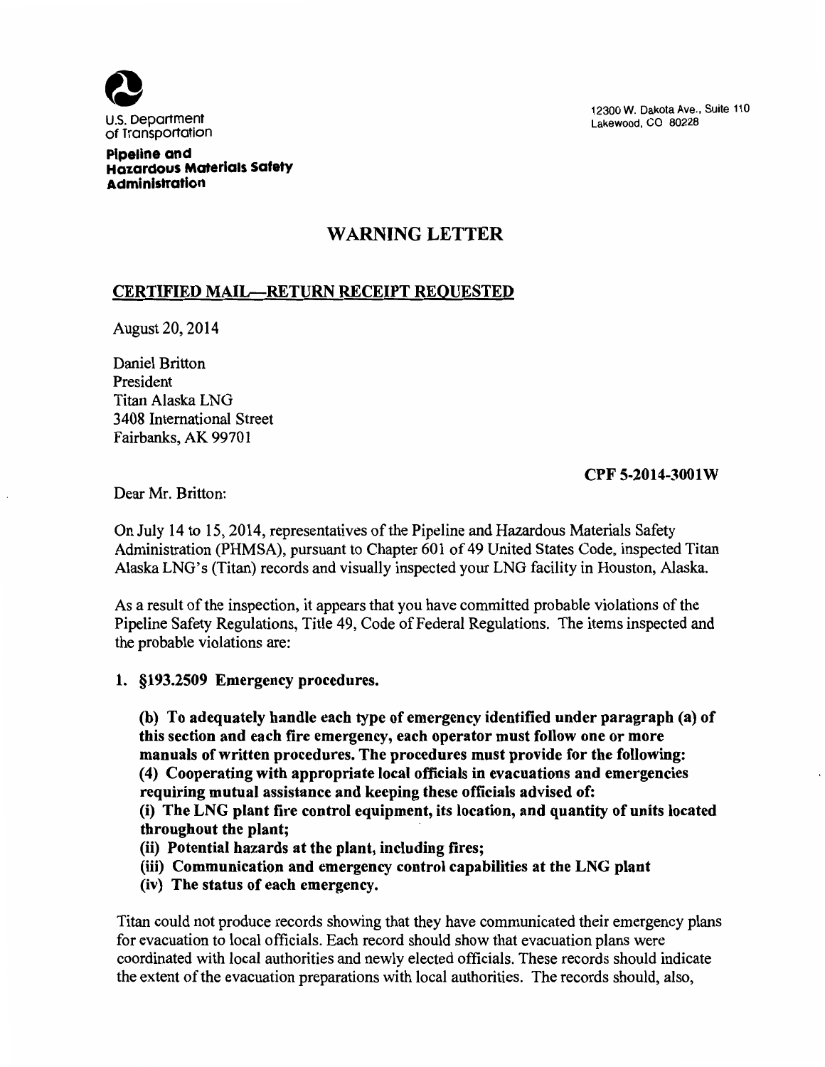U.S. Department of Transportation

**Pipeline and Hazardous Materials Safety Administration**

12300 W. Dakota Ave., Suite 110
Lakewood, CO 80228

# WARNING LETTER

## CERTIFIED MAIL—RETURN RECEIPT REQUESTED

August 20, 2014

Daniel Britton
President
Titan Alaska LNG
3408 International Street
Fairbanks, AK 99701

**CPF 5-2014-3001W**

Dear Mr. Britton:

On July 14 to 15, 2014, representatives of the Pipeline and Hazardous Materials Safety Administration (PHMSA), pursuant to Chapter 601 of 49 United States Code, inspected Titan Alaska LNG's (Titan) records and visually inspected your LNG facility in Houston, Alaska.

As a result of the inspection, it appears that you have committed probable violations of the Pipeline Safety Regulations, Title 49, Code of Federal Regulations. The items inspected and the probable violations are:

1. **§193.2509 Emergency procedures.**

   **(b) To adequately handle each type of emergency identified under paragraph (a) of this section and each fire emergency, each operator must follow one or more manuals of written procedures. The procedures must provide for the following:**
   **(4) Cooperating with appropriate local officials in evacuations and emergencies requiring mutual assistance and keeping these officials advised of:**
   **(i) The LNG plant fire control equipment, its location, and quantity of units located throughout the plant;**
   **(ii) Potential hazards at the plant, including fires;**
   **(iii) Communication and emergency control capabilities at the LNG plant**
   **(iv) The status of each emergency.**

Titan could not produce records showing that they have communicated their emergency plans for evacuation to local officials. Each record should show that evacuation plans were coordinated with local authorities and newly elected officials. These records should indicate the extent of the evacuation preparations with local authorities. The records should, also,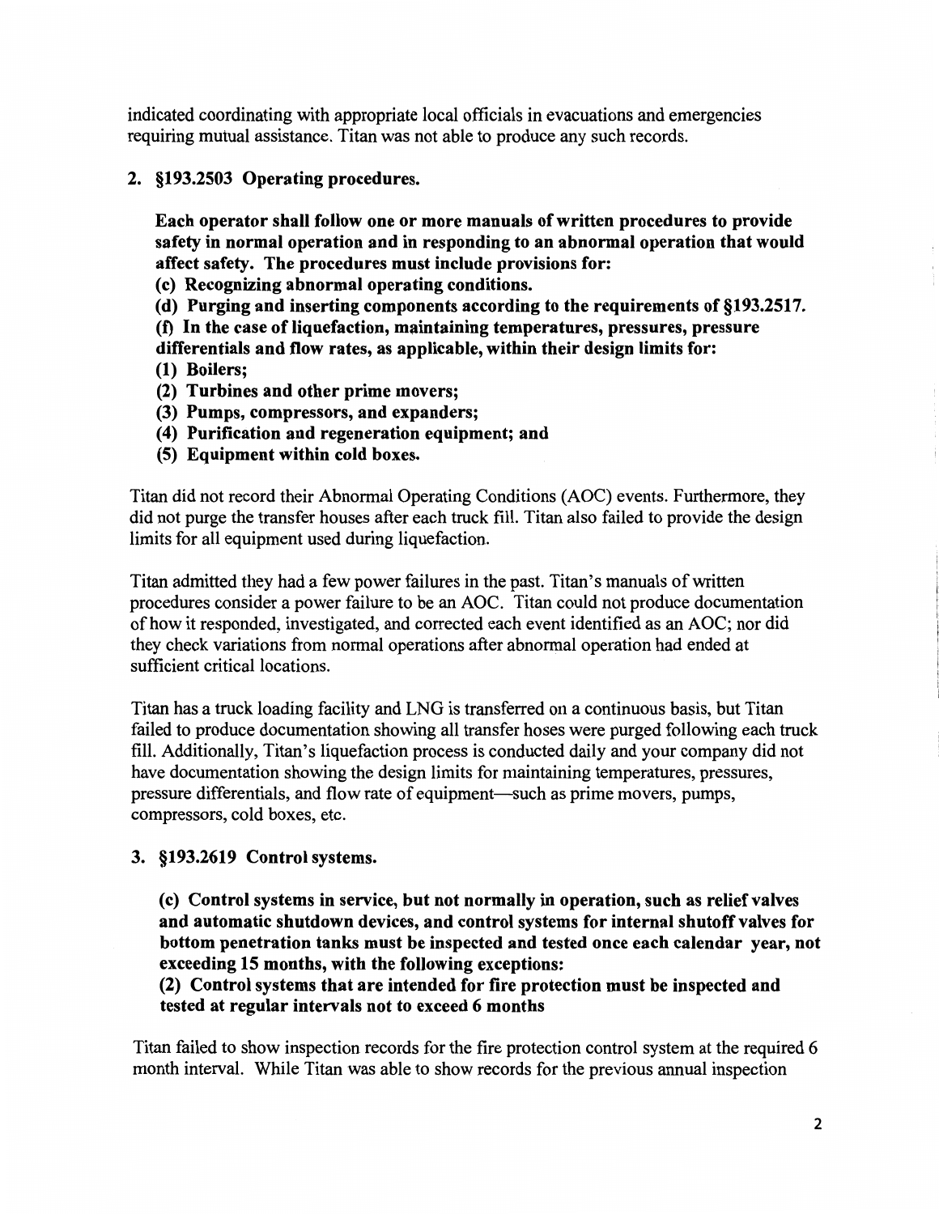indicated coordinating with appropriate local officials in evacuations and emergencies requiring mutual assistance. Titan was not able to produce any such records.

2. **§193.2503 Operating procedures.**

   **Each operator shall follow one or more manuals of written procedures to provide safety in normal operation and in responding to an abnormal operation that would affect safety. The procedures must include provisions for:**

   **(c) Recognizing abnormal operating conditions.**

   **(d) Purging and inserting components according to the requirements of §193.2517.**

   **(f) In the case of liquefaction, maintaining temperatures, pressures, pressure differentials and flow rates, as applicable, within their design limits for:**

   **(1) Boilers;**

   **(2) Turbines and other prime movers;**

   **(3) Pumps, compressors, and expanders;**

   **(4) Purification and regeneration equipment; and**

   **(5) Equipment within cold boxes.**

Titan did not record their Abnormal Operating Conditions (AOC) events. Furthermore, they did not purge the transfer houses after each truck fill. Titan also failed to provide the design limits for all equipment used during liquefaction.

Titan admitted they had a few power failures in the past. Titan's manuals of written procedures consider a power failure to be an AOC. Titan could not produce documentation of how it responded, investigated, and corrected each event identified as an AOC; nor did they check variations from normal operations after abnormal operation had ended at sufficient critical locations.

Titan has a truck loading facility and LNG is transferred on a continuous basis, but Titan failed to produce documentation showing all transfer hoses were purged following each truck fill. Additionally, Titan's liquefaction process is conducted daily and your company did not have documentation showing the design limits for maintaining temperatures, pressures, pressure differentials, and flow rate of equipment—such as prime movers, pumps, compressors, cold boxes, etc.

3. **§193.2619 Control systems.**

   **(c) Control systems in service, but not normally in operation, such as relief valves and automatic shutdown devices, and control systems for internal shutoff valves for bottom penetration tanks must be inspected and tested once each calendar year, not exceeding 15 months, with the following exceptions:**

   **(2) Control systems that are intended for fire protection must be inspected and tested at regular intervals not to exceed 6 months**

Titan failed to show inspection records for the fire protection control system at the required 6 month interval. While Titan was able to show records for the previous annual inspection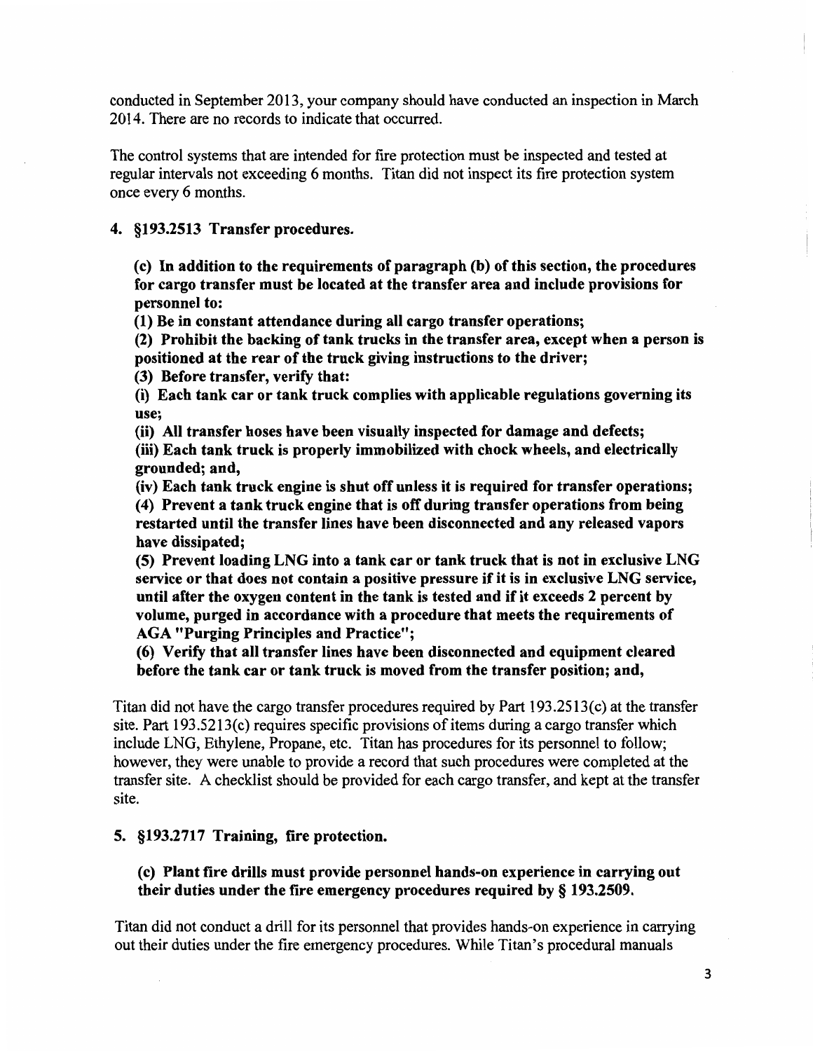conducted in September 2013, your company should have conducted an inspection in March 2014. There are no records to indicate that occurred.

The control systems that are intended for fire protection must be inspected and tested at regular intervals not exceeding 6 months. Titan did not inspect its fire protection system once every 6 months.

**4. §193.2513 Transfer procedures.**

> **(c) In addition to the requirements of paragraph (b) of this section, the procedures for cargo transfer must be located at the transfer area and include provisions for personnel to:**
>
> **(1) Be in constant attendance during all cargo transfer operations;**
>
> **(2) Prohibit the backing of tank trucks in the transfer area, except when a person is positioned at the rear of the truck giving instructions to the driver;**
>
> **(3) Before transfer, verify that:**
>
> **(i) Each tank car or tank truck complies with applicable regulations governing its use;**
>
> **(ii) All transfer hoses have been visually inspected for damage and defects;**
>
> **(iii) Each tank truck is properly immobilized with chock wheels, and electrically grounded; and,**
>
> **(iv) Each tank truck engine is shut off unless it is required for transfer operations;**
>
> **(4) Prevent a tank truck engine that is off during transfer operations from being restarted until the transfer lines have been disconnected and any released vapors have dissipated;**
>
> **(5) Prevent loading LNG into a tank car or tank truck that is not in exclusive LNG service or that does not contain a positive pressure if it is in exclusive LNG service, until after the oxygen content in the tank is tested and if it exceeds 2 percent by volume, purged in accordance with a procedure that meets the requirements of AGA "Purging Principles and Practice";**
>
> **(6) Verify that all transfer lines have been disconnected and equipment cleared before the tank car or tank truck is moved from the transfer position; and,**

Titan did not have the cargo transfer procedures required by Part 193.2513(c) at the transfer site. Part 193.5213(c) requires specific provisions of items during a cargo transfer which include LNG, Ethylene, Propane, etc. Titan has procedures for its personnel to follow; however, they were unable to provide a record that such procedures were completed at the transfer site. A checklist should be provided for each cargo transfer, and kept at the transfer site.

**5. §193.2717 Training, fire protection.**

> **(c) Plant fire drills must provide personnel hands-on experience in carrying out their duties under the fire emergency procedures required by § 193.2509.**

Titan did not conduct a drill for its personnel that provides hands-on experience in carrying out their duties under the fire emergency procedures. While Titan's procedural manuals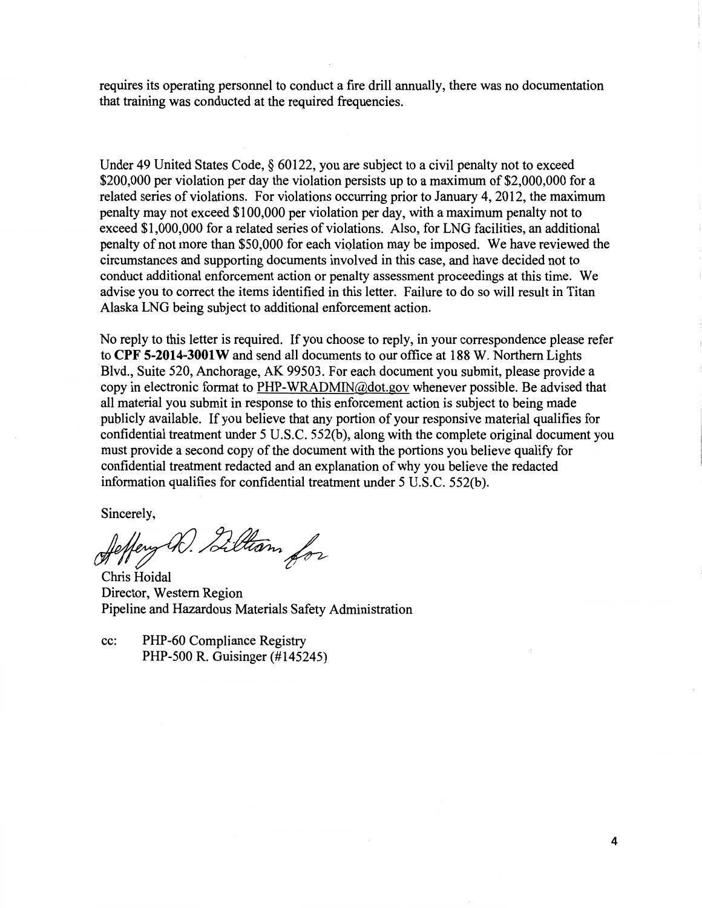requires its operating personnel to conduct a fire drill annually, there was no documentation that training was conducted at the required frequencies.

Under 49 United States Code, § 60122, you are subject to a civil penalty not to exceed $200,000 per violation per day the violation persists up to a maximum of $2,000,000 for a related series of violations. For violations occurring prior to January 4, 2012, the maximum penalty may not exceed $100,000 per violation per day, with a maximum penalty not to exceed $1,000,000 for a related series of violations. Also, for LNG facilities, an additional penalty of not more than $50,000 for each violation may be imposed. We have reviewed the circumstances and supporting documents involved in this case, and have decided not to conduct additional enforcement action or penalty assessment proceedings at this time. We advise you to correct the items identified in this letter. Failure to do so will result in Titan Alaska LNG being subject to additional enforcement action.

No reply to this letter is required. If you choose to reply, in your correspondence please refer to **CPF 5-2014-3001W** and send all documents to our office at 188 W. Northern Lights Blvd., Suite 520, Anchorage, AK 99503. For each document you submit, please provide a copy in electronic format to PHP-WRADMIN@dot.gov whenever possible. Be advised that all material you submit in response to this enforcement action is subject to being made publicly available. If you believe that any portion of your responsive material qualifies for confidential treatment under 5 U.S.C. 552(b), along with the complete original document you must provide a second copy of the document with the portions you believe qualify for confidential treatment redacted and an explanation of why you believe the redacted information qualifies for confidential treatment under 5 U.S.C. 552(b).

Sincerely,

*Jeffery D. Gilliam for*

Chris Hoidal
Director, Western Region
Pipeline and Hazardous Materials Safety Administration

cc: PHP-60 Compliance Registry
PHP-500 R. Guisinger (#145245)